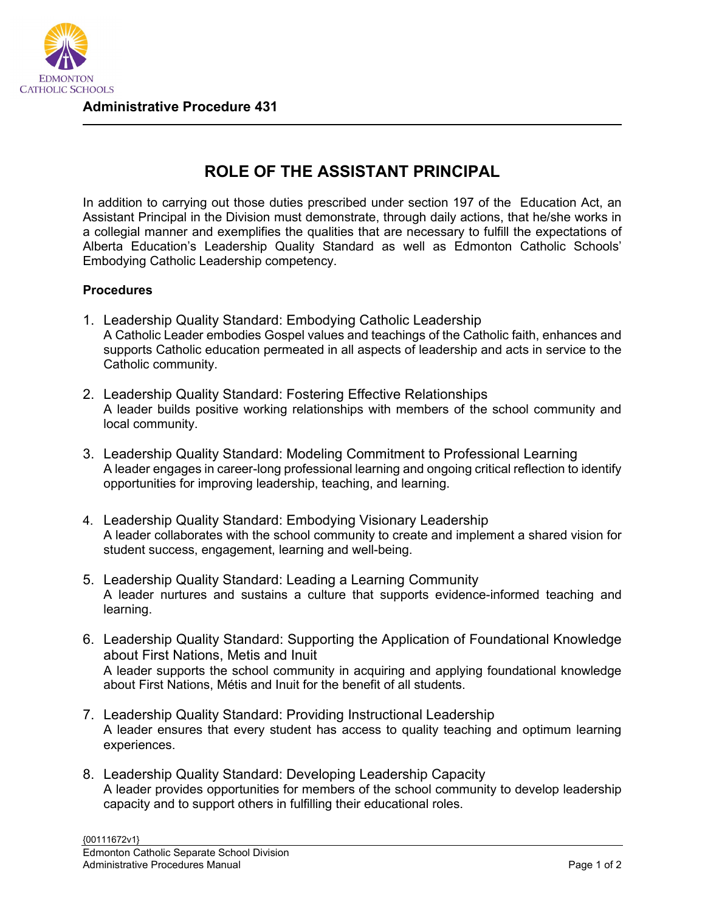**Administrative Procedure 431**

# ROLE OF THE ASSISTANT PRINCIPAL

In addition to carrying out those duties prescribed under section 197 of the Education Act, an Assistant Principal in the Division must demonstrate, through daily actions, that he/she works in a collegial manner and exemplifies the qualities that are necessary to fulfill the expectations of Alberta Education's Leadership Quality Standard as well as Edmonton Catholic Schools' Embodying Catholic Leadership competency.

**Procedures**

1. Leadership Quality Standard: Embodying Catholic Leadership
   A Catholic Leader embodies Gospel values and teachings of the Catholic faith, enhances and supports Catholic education permeated in all aspects of leadership and acts in service to the Catholic community.

2. Leadership Quality Standard: Fostering Effective Relationships
   A leader builds positive working relationships with members of the school community and local community.

3. Leadership Quality Standard: Modeling Commitment to Professional Learning
   A leader engages in career-long professional learning and ongoing critical reflection to identify opportunities for improving leadership, teaching, and learning.

4. Leadership Quality Standard: Embodying Visionary Leadership
   A leader collaborates with the school community to create and implement a shared vision for student success, engagement, learning and well-being.

5. Leadership Quality Standard: Leading a Learning Community
   A leader nurtures and sustains a culture that supports evidence-informed teaching and learning.

6. Leadership Quality Standard: Supporting the Application of Foundational Knowledge about First Nations, Metis and Inuit
   A leader supports the school community in acquiring and applying foundational knowledge about First Nations, Métis and Inuit for the benefit of all students.

7. Leadership Quality Standard: Providing Instructional Leadership
   A leader ensures that every student has access to quality teaching and optimum learning experiences.

8. Leadership Quality Standard: Developing Leadership Capacity
   A leader provides opportunities for members of the school community to develop leadership capacity and to support others in fulfilling their educational roles.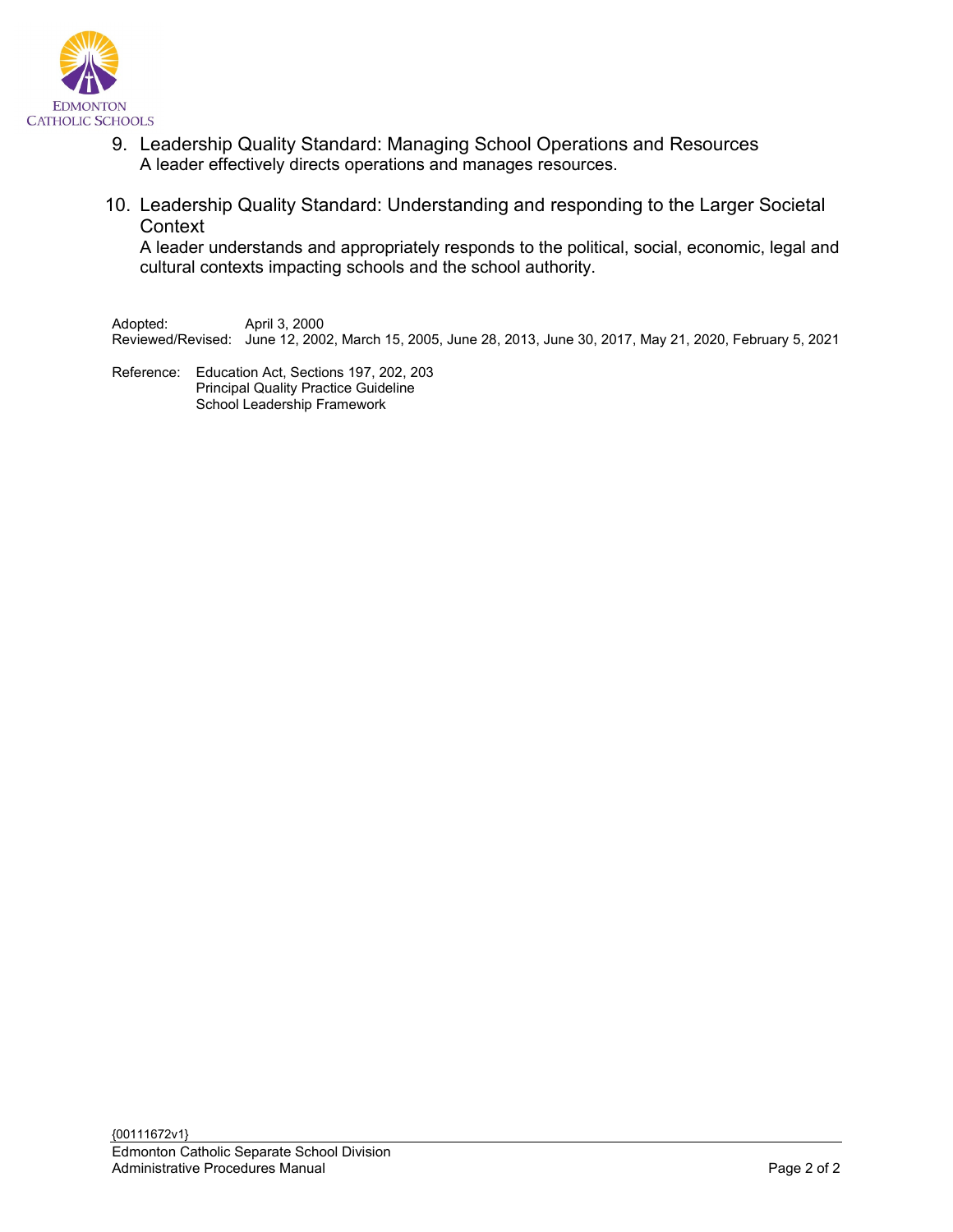9. Leadership Quality Standard: Managing School Operations and Resources
   A leader effectively directs operations and manages resources.

10. Leadership Quality Standard: Understanding and responding to the Larger Societal Context
    A leader understands and appropriately responds to the political, social, economic, legal and cultural contexts impacting schools and the school authority.

Adopted: April 3, 2000
Reviewed/Revised: June 12, 2002, March 15, 2005, June 28, 2013, June 30, 2017, May 21, 2020, February 5, 2021

Reference: Education Act, Sections 197, 202, 203
Principal Quality Practice Guideline
School Leadership Framework

{00111672v1}